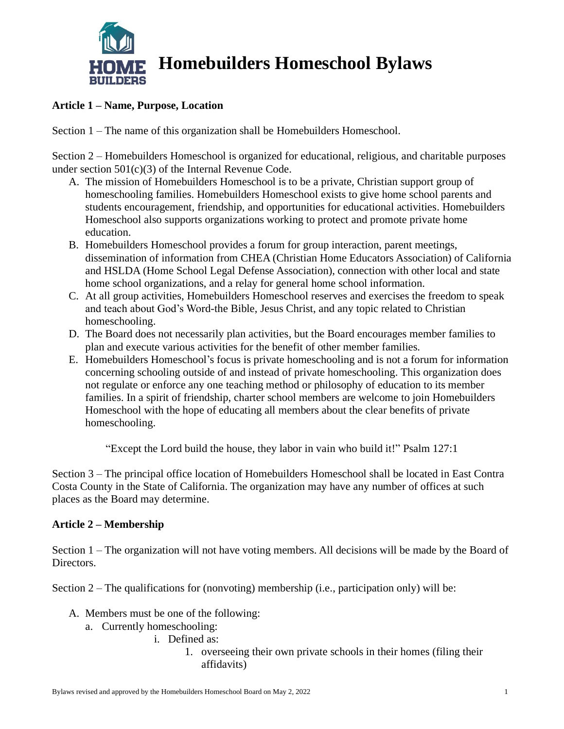# Homebuilders Homeschool Bylaws

**Article 1 – Name, Purpose, Location**

Section 1 – The name of this organization shall be Homebuilders Homeschool.

Section 2 – Homebuilders Homeschool is organized for educational, religious, and charitable purposes under section 501(c)(3) of the Internal Revenue Code.

A. The mission of Homebuilders Homeschool is to be a private, Christian support group of homeschooling families. Homebuilders Homeschool exists to give home school parents and students encouragement, friendship, and opportunities for educational activities. Homebuilders Homeschool also supports organizations working to protect and promote private home education.
B. Homebuilders Homeschool provides a forum for group interaction, parent meetings, dissemination of information from CHEA (Christian Home Educators Association) of California and HSLDA (Home School Legal Defense Association), connection with other local and state home school organizations, and a relay for general home school information.
C. At all group activities, Homebuilders Homeschool reserves and exercises the freedom to speak and teach about God's Word-the Bible, Jesus Christ, and any topic related to Christian homeschooling.
D. The Board does not necessarily plan activities, but the Board encourages member families to plan and execute various activities for the benefit of other member families.
E. Homebuilders Homeschool's focus is private homeschooling and is not a forum for information concerning schooling outside of and instead of private homeschooling. This organization does not regulate or enforce any one teaching method or philosophy of education to its member families. In a spirit of friendship, charter school members are welcome to join Homebuilders Homeschool with the hope of educating all members about the clear benefits of private homeschooling.

"Except the Lord build the house, they labor in vain who build it!" Psalm 127:1

Section 3 – The principal office location of Homebuilders Homeschool shall be located in East Contra Costa County in the State of California. The organization may have any number of offices at such places as the Board may determine.

**Article 2 – Membership**

Section 1 – The organization will not have voting members. All decisions will be made by the Board of Directors.

Section 2 – The qualifications for (nonvoting) membership (i.e., participation only) will be:

A. Members must be one of the following:
   a. Currently homeschooling:
      i. Defined as:
         1. overseeing their own private schools in their homes (filing their affidavits)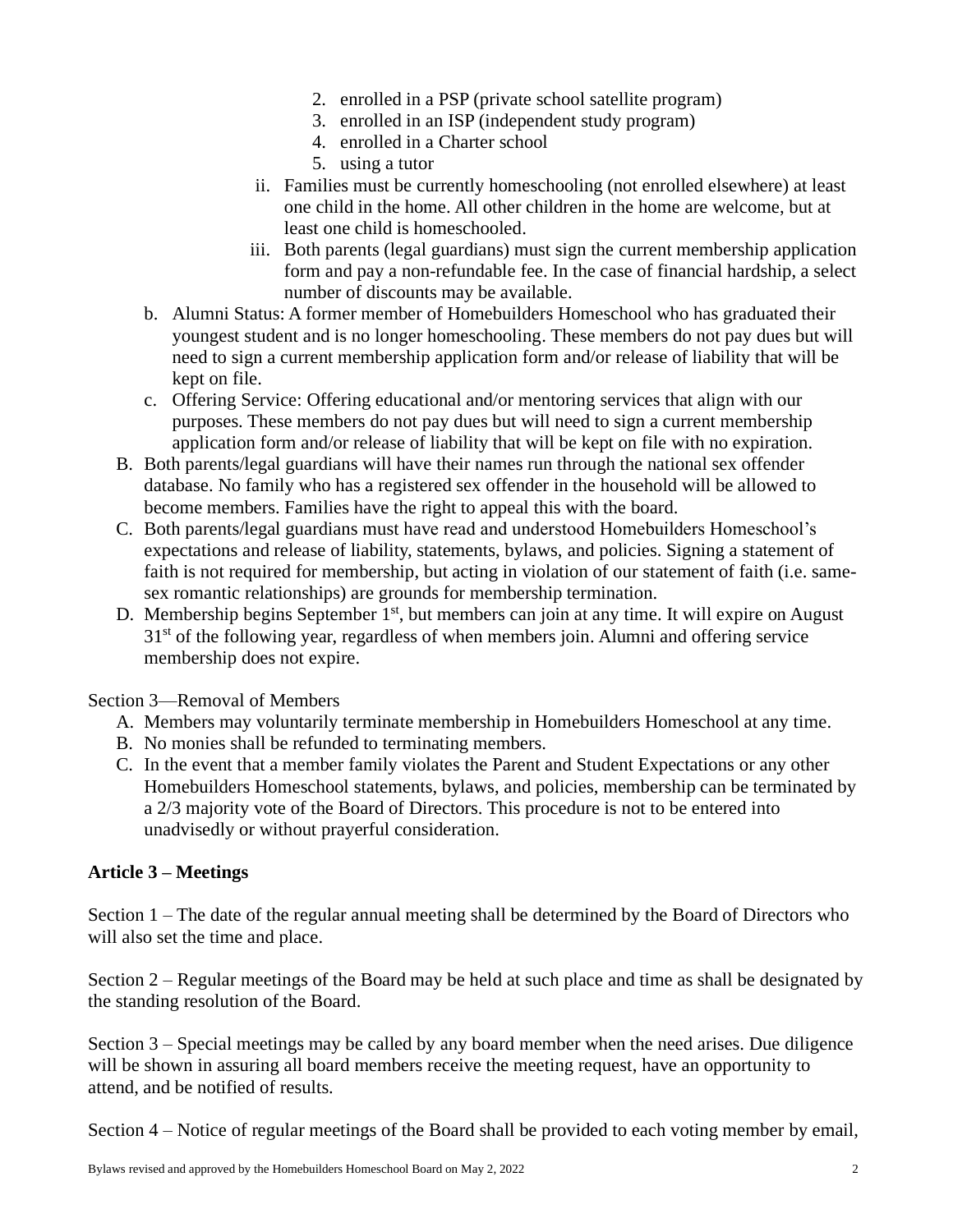2. enrolled in a PSP (private school satellite program)
3. enrolled in an ISP (independent study program)
4. enrolled in a Charter school
5. using a tutor

ii. Families must be currently homeschooling (not enrolled elsewhere) at least one child in the home. All other children in the home are welcome, but at least one child is homeschooled.

iii. Both parents (legal guardians) must sign the current membership application form and pay a non-refundable fee. In the case of financial hardship, a select number of discounts may be available.

b. Alumni Status: A former member of Homebuilders Homeschool who has graduated their youngest student and is no longer homeschooling. These members do not pay dues but will need to sign a current membership application form and/or release of liability that will be kept on file.

c. Offering Service: Offering educational and/or mentoring services that align with our purposes. These members do not pay dues but will need to sign a current membership application form and/or release of liability that will be kept on file with no expiration.

B. Both parents/legal guardians will have their names run through the national sex offender database. No family who has a registered sex offender in the household will be allowed to become members. Families have the right to appeal this with the board.

C. Both parents/legal guardians must have read and understood Homebuilders Homeschool's expectations and release of liability, statements, bylaws, and policies. Signing a statement of faith is not required for membership, but acting in violation of our statement of faith (i.e. same-sex romantic relationships) are grounds for membership termination.

D. Membership begins September 1st, but members can join at any time. It will expire on August 31st of the following year, regardless of when members join. Alumni and offering service membership does not expire.

Section 3—Removal of Members

A. Members may voluntarily terminate membership in Homebuilders Homeschool at any time.

B. No monies shall be refunded to terminating members.

C. In the event that a member family violates the Parent and Student Expectations or any other Homebuilders Homeschool statements, bylaws, and policies, membership can be terminated by a 2/3 majority vote of the Board of Directors. This procedure is not to be entered into unadvisedly or without prayerful consideration.

## Article 3 – Meetings

Section 1 – The date of the regular annual meeting shall be determined by the Board of Directors who will also set the time and place.

Section 2 – Regular meetings of the Board may be held at such place and time as shall be designated by the standing resolution of the Board.

Section 3 – Special meetings may be called by any board member when the need arises. Due diligence will be shown in assuring all board members receive the meeting request, have an opportunity to attend, and be notified of results.

Section 4 – Notice of regular meetings of the Board shall be provided to each voting member by email,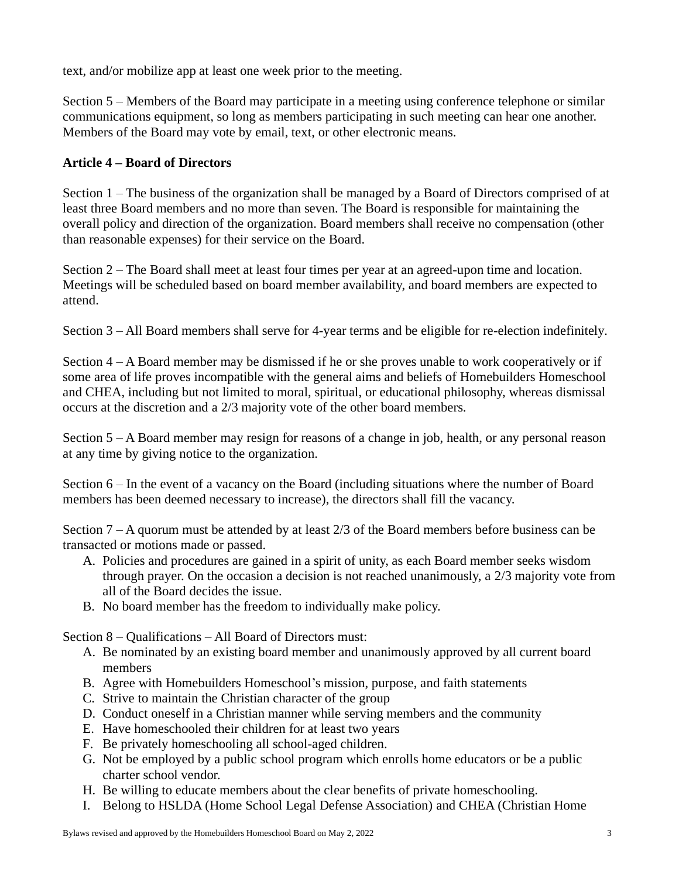text, and/or mobilize app at least one week prior to the meeting.

Section 5 – Members of the Board may participate in a meeting using conference telephone or similar communications equipment, so long as members participating in such meeting can hear one another. Members of the Board may vote by email, text, or other electronic means.

**Article 4 – Board of Directors**

Section 1 – The business of the organization shall be managed by a Board of Directors comprised of at least three Board members and no more than seven. The Board is responsible for maintaining the overall policy and direction of the organization. Board members shall receive no compensation (other than reasonable expenses) for their service on the Board.

Section 2 – The Board shall meet at least four times per year at an agreed-upon time and location. Meetings will be scheduled based on board member availability, and board members are expected to attend.

Section 3 – All Board members shall serve for 4-year terms and be eligible for re-election indefinitely.

Section 4 – A Board member may be dismissed if he or she proves unable to work cooperatively or if some area of life proves incompatible with the general aims and beliefs of Homebuilders Homeschool and CHEA, including but not limited to moral, spiritual, or educational philosophy, whereas dismissal occurs at the discretion and a 2/3 majority vote of the other board members.

Section 5 – A Board member may resign for reasons of a change in job, health, or any personal reason at any time by giving notice to the organization.

Section 6 – In the event of a vacancy on the Board (including situations where the number of Board members has been deemed necessary to increase), the directors shall fill the vacancy.

Section 7 – A quorum must be attended by at least 2/3 of the Board members before business can be transacted or motions made or passed.

A. Policies and procedures are gained in a spirit of unity, as each Board member seeks wisdom through prayer. On the occasion a decision is not reached unanimously, a 2/3 majority vote from all of the Board decides the issue.
B. No board member has the freedom to individually make policy.

Section 8 – Qualifications – All Board of Directors must:

A. Be nominated by an existing board member and unanimously approved by all current board members
B. Agree with Homebuilders Homeschool's mission, purpose, and faith statements
C. Strive to maintain the Christian character of the group
D. Conduct oneself in a Christian manner while serving members and the community
E. Have homeschooled their children for at least two years
F. Be privately homeschooling all school-aged children.
G. Not be employed by a public school program which enrolls home educators or be a public charter school vendor.
H. Be willing to educate members about the clear benefits of private homeschooling.
I. Belong to HSLDA (Home School Legal Defense Association) and CHEA (Christian Home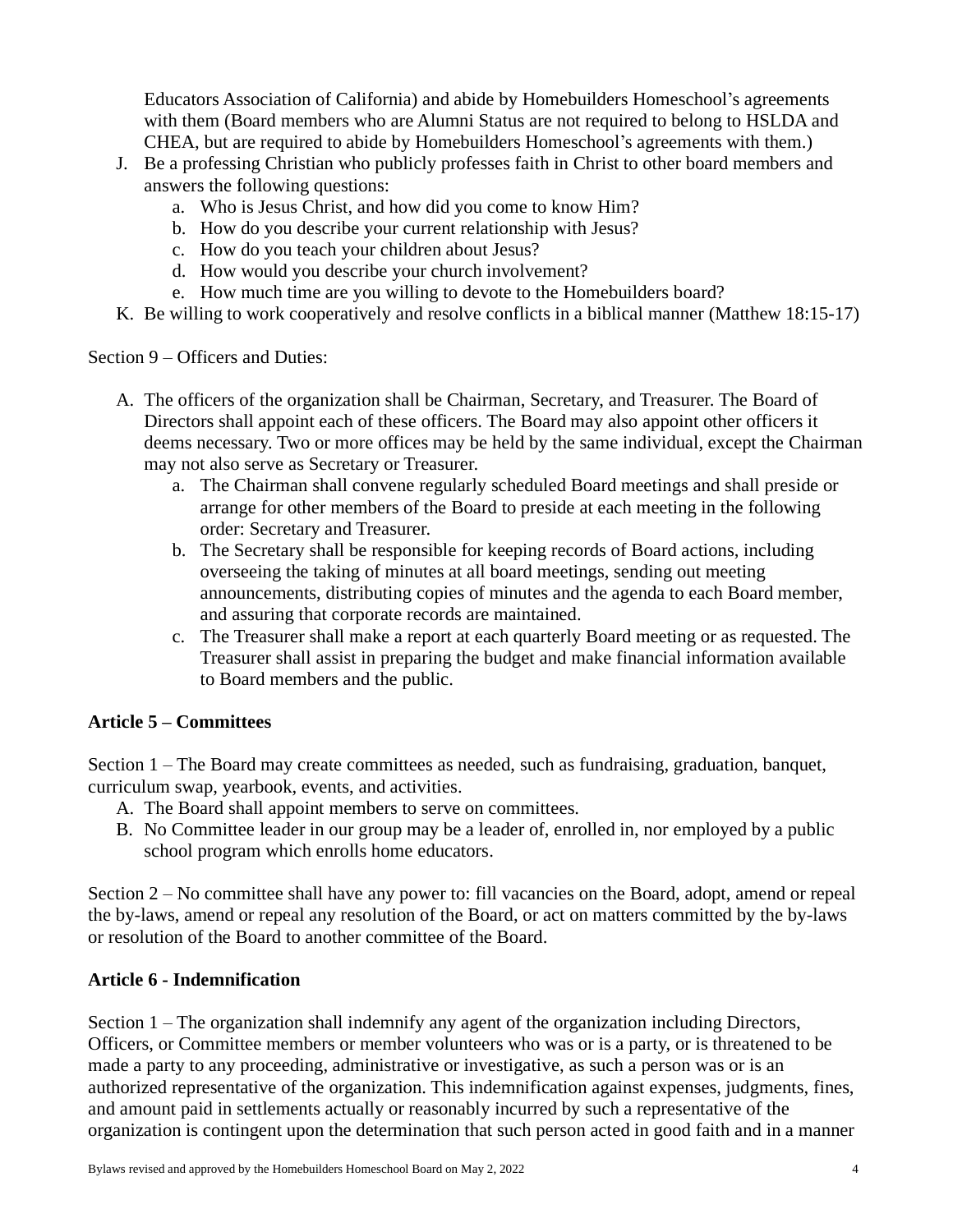Educators Association of California) and abide by Homebuilders Homeschool's agreements with them (Board members who are Alumni Status are not required to belong to HSLDA and CHEA, but are required to abide by Homebuilders Homeschool's agreements with them.)

J. Be a professing Christian who publicly professes faith in Christ to other board members and answers the following questions:
   a. Who is Jesus Christ, and how did you come to know Him?
   b. How do you describe your current relationship with Jesus?
   c. How do you teach your children about Jesus?
   d. How would you describe your church involvement?
   e. How much time are you willing to devote to the Homebuilders board?

K. Be willing to work cooperatively and resolve conflicts in a biblical manner (Matthew 18:15-17)

Section 9 – Officers and Duties:

A. The officers of the organization shall be Chairman, Secretary, and Treasurer. The Board of Directors shall appoint each of these officers. The Board may also appoint other officers it deems necessary. Two or more offices may be held by the same individual, except the Chairman may not also serve as Secretary or Treasurer.
   a. The Chairman shall convene regularly scheduled Board meetings and shall preside or arrange for other members of the Board to preside at each meeting in the following order: Secretary and Treasurer.
   b. The Secretary shall be responsible for keeping records of Board actions, including overseeing the taking of minutes at all board meetings, sending out meeting announcements, distributing copies of minutes and the agenda to each Board member, and assuring that corporate records are maintained.
   c. The Treasurer shall make a report at each quarterly Board meeting or as requested. The Treasurer shall assist in preparing the budget and make financial information available to Board members and the public.

## Article 5 – Committees

Section 1 – The Board may create committees as needed, such as fundraising, graduation, banquet, curriculum swap, yearbook, events, and activities.

A. The Board shall appoint members to serve on committees.
B. No Committee leader in our group may be a leader of, enrolled in, nor employed by a public school program which enrolls home educators.

Section 2 – No committee shall have any power to: fill vacancies on the Board, adopt, amend or repeal the by-laws, amend or repeal any resolution of the Board, or act on matters committed by the by-laws or resolution of the Board to another committee of the Board.

## Article 6 - Indemnification

Section 1 – The organization shall indemnify any agent of the organization including Directors, Officers, or Committee members or member volunteers who was or is a party, or is threatened to be made a party to any proceeding, administrative or investigative, as such a person was or is an authorized representative of the organization. This indemnification against expenses, judgments, fines, and amount paid in settlements actually or reasonably incurred by such a representative of the organization is contingent upon the determination that such person acted in good faith and in a manner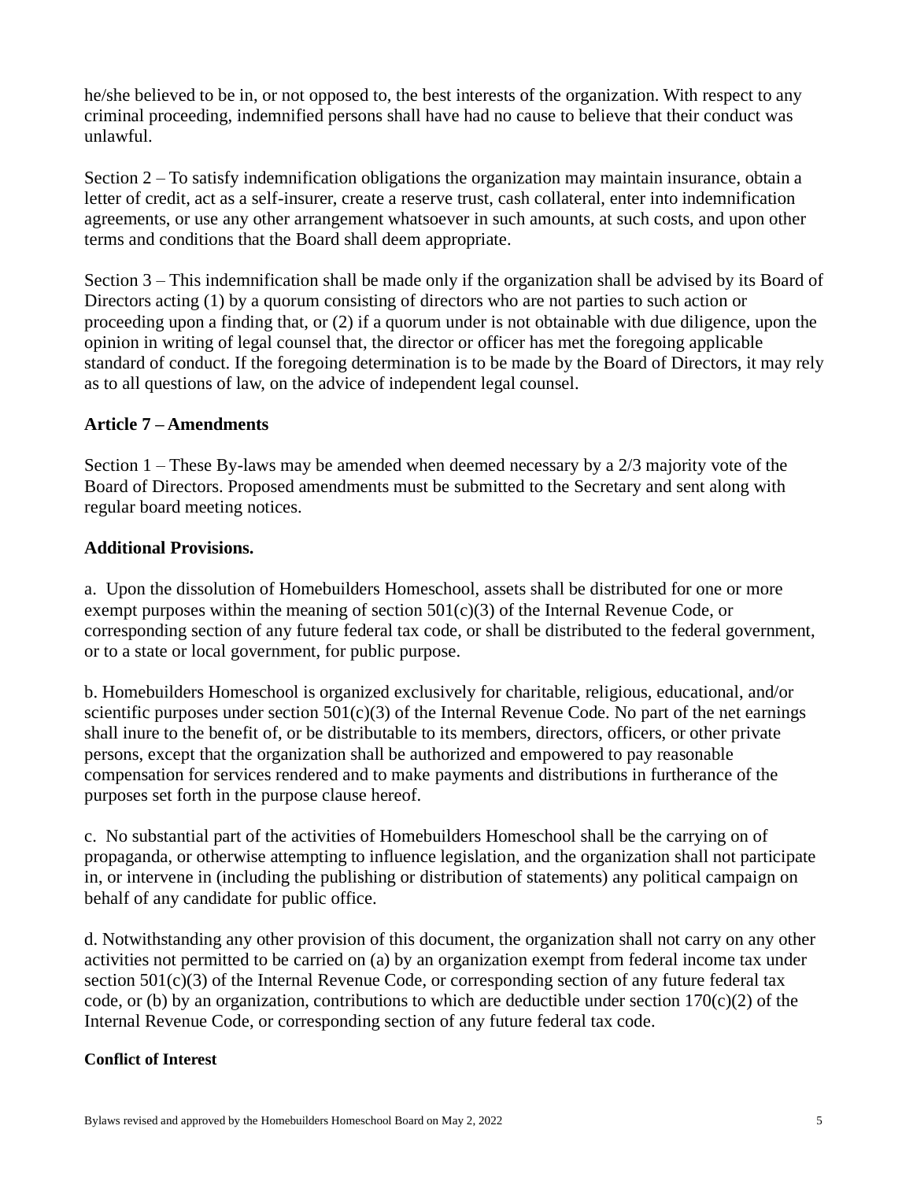he/she believed to be in, or not opposed to, the best interests of the organization. With respect to any criminal proceeding, indemnified persons shall have had no cause to believe that their conduct was unlawful.

Section 2 – To satisfy indemnification obligations the organization may maintain insurance, obtain a letter of credit, act as a self-insurer, create a reserve trust, cash collateral, enter into indemnification agreements, or use any other arrangement whatsoever in such amounts, at such costs, and upon other terms and conditions that the Board shall deem appropriate.

Section 3 – This indemnification shall be made only if the organization shall be advised by its Board of Directors acting (1) by a quorum consisting of directors who are not parties to such action or proceeding upon a finding that, or (2) if a quorum under is not obtainable with due diligence, upon the opinion in writing of legal counsel that, the director or officer has met the foregoing applicable standard of conduct. If the foregoing determination is to be made by the Board of Directors, it may rely as to all questions of law, on the advice of independent legal counsel.

**Article 7 – Amendments**

Section 1 – These By-laws may be amended when deemed necessary by a 2/3 majority vote of the Board of Directors. Proposed amendments must be submitted to the Secretary and sent along with regular board meeting notices.

**Additional Provisions.**

a. Upon the dissolution of Homebuilders Homeschool, assets shall be distributed for one or more exempt purposes within the meaning of section 501(c)(3) of the Internal Revenue Code, or corresponding section of any future federal tax code, or shall be distributed to the federal government, or to a state or local government, for public purpose.

b. Homebuilders Homeschool is organized exclusively for charitable, religious, educational, and/or scientific purposes under section 501(c)(3) of the Internal Revenue Code. No part of the net earnings shall inure to the benefit of, or be distributable to its members, directors, officers, or other private persons, except that the organization shall be authorized and empowered to pay reasonable compensation for services rendered and to make payments and distributions in furtherance of the purposes set forth in the purpose clause hereof.

c. No substantial part of the activities of Homebuilders Homeschool shall be the carrying on of propaganda, or otherwise attempting to influence legislation, and the organization shall not participate in, or intervene in (including the publishing or distribution of statements) any political campaign on behalf of any candidate for public office.

d. Notwithstanding any other provision of this document, the organization shall not carry on any other activities not permitted to be carried on (a) by an organization exempt from federal income tax under section 501(c)(3) of the Internal Revenue Code, or corresponding section of any future federal tax code, or (b) by an organization, contributions to which are deductible under section 170(c)(2) of the Internal Revenue Code, or corresponding section of any future federal tax code.

**Conflict of Interest**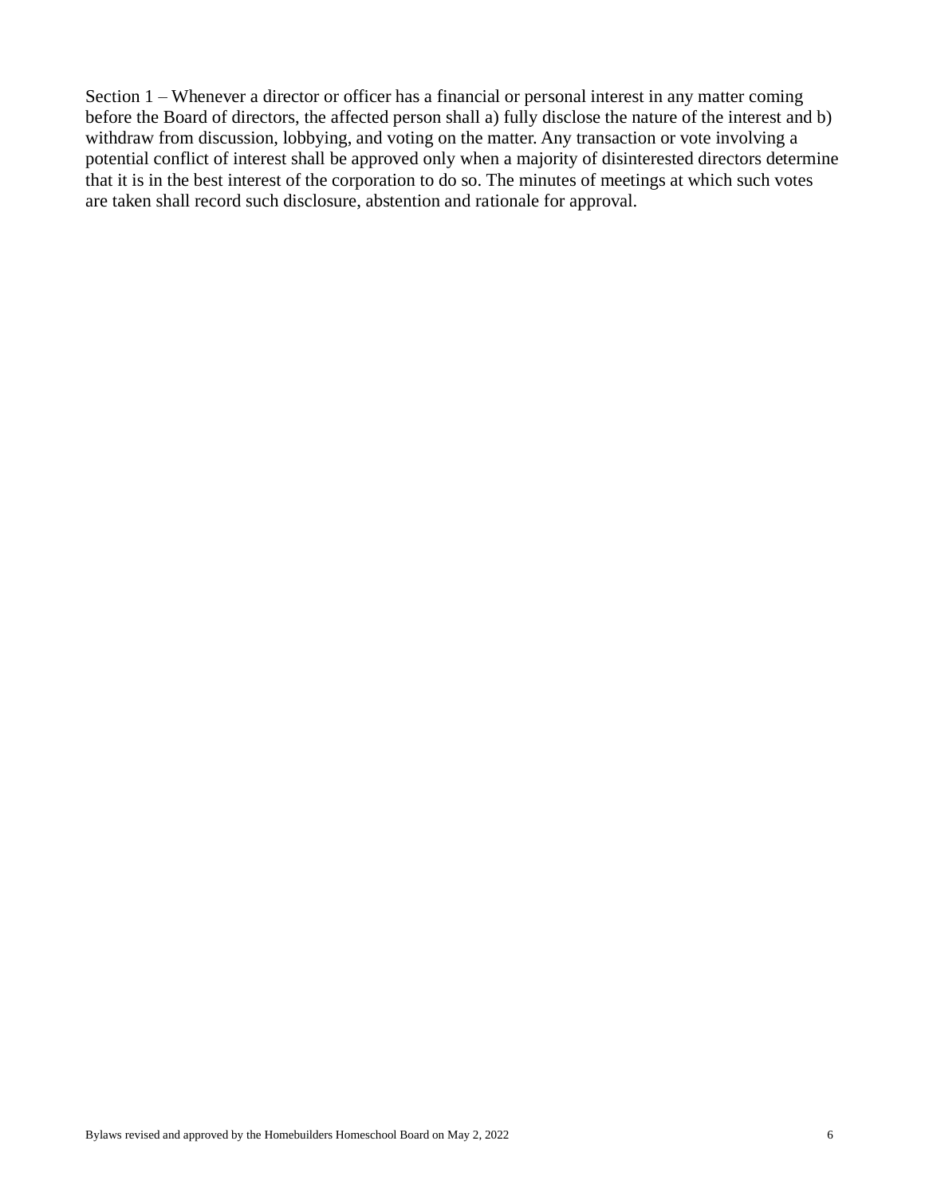Section 1 – Whenever a director or officer has a financial or personal interest in any matter coming before the Board of directors, the affected person shall a) fully disclose the nature of the interest and b) withdraw from discussion, lobbying, and voting on the matter. Any transaction or vote involving a potential conflict of interest shall be approved only when a majority of disinterested directors determine that it is in the best interest of the corporation to do so. The minutes of meetings at which such votes are taken shall record such disclosure, abstention and rationale for approval.